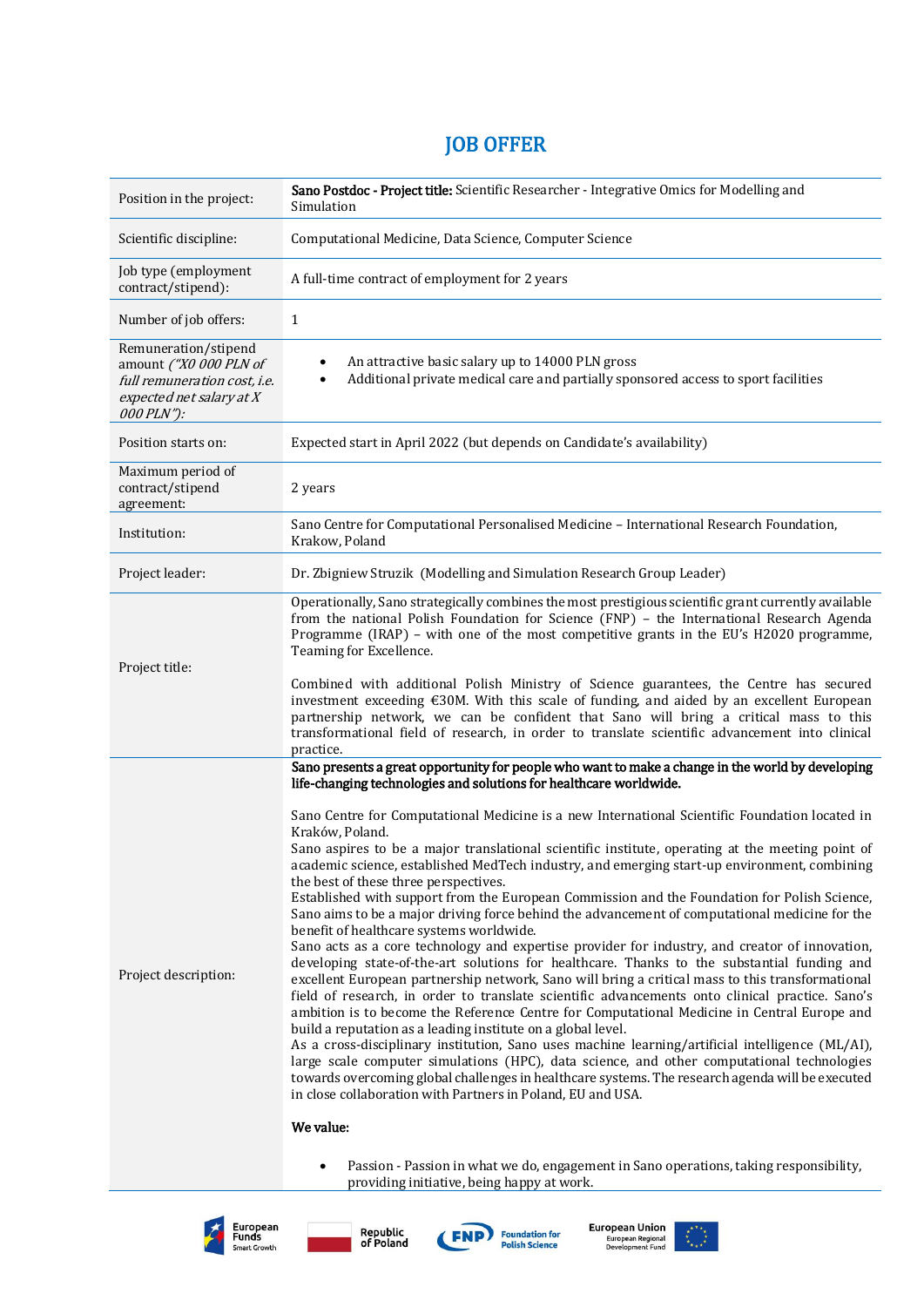# JOB OFFER

| Position in the project: | **Sano Postdoc - Project title:** Scientific Researcher - Integrative Omics for Modelling and Simulation |
|---|---|
| Scientific discipline: | Computational Medicine, Data Science, Computer Science |
| Job type (employment contract/stipend): | A full-time contract of employment for 2 years |
| Number of job offers: | 1 |
| Remuneration/stipend amount *("X0 000 PLN of full remuneration cost, i.e. expected net salary at X 000 PLN"):* | • An attractive basic salary up to 14000 PLN gross<br>• Additional private medical care and partially sponsored access to sport facilities |
| Position starts on: | Expected start in April 2022 (but depends on Candidate's availability) |
| Maximum period of contract/stipend agreement: | 2 years |
| Institution: | Sano Centre for Computational Personalised Medicine – International Research Foundation, Krakow, Poland |
| Project leader: | Dr. Zbigniew Struzik (Modelling and Simulation Research Group Leader) |
| Project title: | Operationally, Sano strategically combines the most prestigious scientific grant currently available from the national Polish Foundation for Science (FNP) – the International Research Agenda Programme (IRAP) – with one of the most competitive grants in the EU's H2020 programme, Teaming for Excellence.<br><br>Combined with additional Polish Ministry of Science guarantees, the Centre has secured investment exceeding €30M. With this scale of funding, and aided by an excellent European partnership network, we can be confident that Sano will bring a critical mass to this transformational field of research, in order to translate scientific advancement into clinical practice. |
| Project description: | **Sano presents a great opportunity for people who want to make a change in the world by developing life-changing technologies and solutions for healthcare worldwide.**<br><br>Sano Centre for Computational Medicine is a new International Scientific Foundation located in Kraków, Poland.<br>Sano aspires to be a major translational scientific institute, operating at the meeting point of academic science, established MedTech industry, and emerging start-up environment, combining the best of these three perspectives.<br>Established with support from the European Commission and the Foundation for Polish Science, Sano aims to be a major driving force behind the advancement of computational medicine for the benefit of healthcare systems worldwide.<br>Sano acts as a core technology and expertise provider for industry, and creator of innovation, developing state-of-the-art solutions for healthcare. Thanks to the substantial funding and excellent European partnership network, Sano will bring a critical mass to this transformational field of research, in order to translate scientific advancements onto clinical practice. Sano's ambition is to become the Reference Centre for Computational Medicine in Central Europe and build a reputation as a leading institute on a global level.<br>As a cross-disciplinary institution, Sano uses machine learning/artificial intelligence (ML/AI), large scale computer simulations (HPC), data science, and other computational technologies towards overcoming global challenges in healthcare systems. The research agenda will be executed in close collaboration with Partners in Poland, EU and USA.<br><br>**We value:**<br><br>• Passion - Passion in what we do, engagement in Sano operations, taking responsibility, providing initiative, being happy at work. |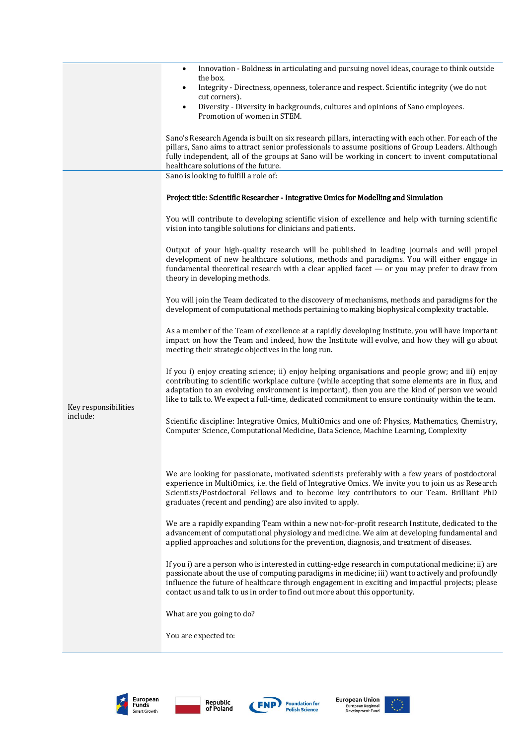| | |
|---|---|
| | - Innovation - Boldness in articulating and pursuing novel ideas, courage to think outside the box.<br>- Integrity - Directness, openness, tolerance and respect. Scientific integrity (we do not cut corners).<br>- Diversity - Diversity in backgrounds, cultures and opinions of Sano employees. Promotion of women in STEM.<br><br>Sano's Research Agenda is built on six research pillars, interacting with each other. For each of the pillars, Sano aims to attract senior professionals to assume positions of Group Leaders. Although fully independent, all of the groups at Sano will be working in concert to invent computational healthcare solutions of the future. |
| Key responsibilities include: | Sano is looking to fulfill a role of:<br><br>**Project title: Scientific Researcher - Integrative Omics for Modelling and Simulation**<br><br>You will contribute to developing scientific vision of excellence and help with turning scientific vision into tangible solutions for clinicians and patients.<br><br>Output of your high-quality research will be published in leading journals and will propel development of new healthcare solutions, methods and paradigms. You will either engage in fundamental theoretical research with a clear applied facet — or you may prefer to draw from theory in developing methods.<br><br>You will join the Team dedicated to the discovery of mechanisms, methods and paradigms for the development of computational methods pertaining to making biophysical complexity tractable.<br><br>As a member of the Team of excellence at a rapidly developing Institute, you will have important impact on how the Team and indeed, how the Institute will evolve, and how they will go about meeting their strategic objectives in the long run.<br><br>If you i) enjoy creating science; ii) enjoy helping organisations and people grow; and iii) enjoy contributing to scientific workplace culture (while accepting that some elements are in flux, and adaptation to an evolving environment is important), then you are the kind of person we would like to talk to. We expect a full-time, dedicated commitment to ensure continuity within the team.<br><br>Scientific discipline: Integrative Omics, MultiOmics and one of: Physics, Mathematics, Chemistry, Computer Science, Computational Medicine, Data Science, Machine Learning, Complexity<br><br>We are looking for passionate, motivated scientists preferably with a few years of postdoctoral experience in MultiOmics, i.e. the field of Integrative Omics. We invite you to join us as Research Scientists/Postdoctoral Fellows and to become key contributors to our Team. Brilliant PhD graduates (recent and pending) are also invited to apply.<br><br>We are a rapidly expanding Team within a new not-for-profit research Institute, dedicated to the advancement of computational physiology and medicine. We aim at developing fundamental and applied approaches and solutions for the prevention, diagnosis, and treatment of diseases.<br><br>If you i) are a person who is interested in cutting-edge research in computational medicine; ii) are passionate about the use of computing paradigms in medicine; iii) want to actively and profoundly influence the future of healthcare through engagement in exciting and impactful projects; please contact us and talk to us in order to find out more about this opportunity.<br><br>What are you going to do?<br><br>You are expected to: |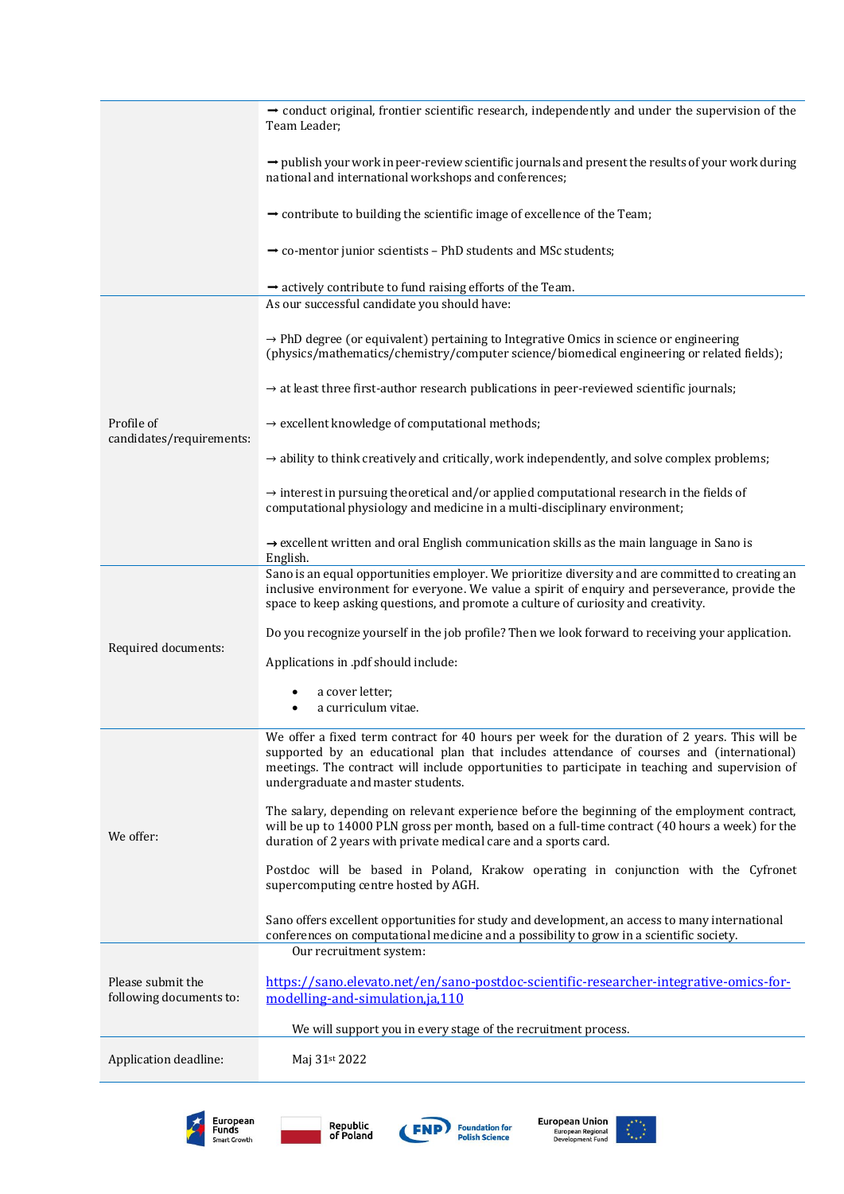| | |
|---|---|
| | ➞ conduct original, frontier scientific research, independently and under the supervision of the Team Leader;<br><br>➞ publish your work in peer-review scientific journals and present the results of your work during national and international workshops and conferences;<br><br>➞ contribute to building the scientific image of excellence of the Team;<br><br>➞ co-mentor junior scientists – PhD students and MSc students;<br><br>➞ actively contribute to fund raising efforts of the Team. |
| Profile of candidates/requirements: | As our successful candidate you should have:<br><br>→ PhD degree (or equivalent) pertaining to Integrative Omics in science or engineering (physics/mathematics/chemistry/computer science/biomedical engineering or related fields);<br><br>→ at least three first-author research publications in peer-reviewed scientific journals;<br><br>→ excellent knowledge of computational methods;<br><br>→ ability to think creatively and critically, work independently, and solve complex problems;<br><br>→ interest in pursuing theoretical and/or applied computational research in the fields of computational physiology and medicine in a multi-disciplinary environment;<br><br>➞ excellent written and oral English communication skills as the main language in Sano is English. |
| Required documents: | Sano is an equal opportunities employer. We prioritize diversity and are committed to creating an inclusive environment for everyone. We value a spirit of enquiry and perseverance, provide the space to keep asking questions, and promote a culture of curiosity and creativity.<br><br>Do you recognize yourself in the job profile? Then we look forward to receiving your application.<br><br>Applications in .pdf should include:<br><br>• a cover letter;<br>• a curriculum vitae. |
| We offer: | We offer a fixed term contract for 40 hours per week for the duration of 2 years. This will be supported by an educational plan that includes attendance of courses and (international) meetings. The contract will include opportunities to participate in teaching and supervision of undergraduate and master students.<br><br>The salary, depending on relevant experience before the beginning of the employment contract, will be up to 14000 PLN gross per month, based on a full-time contract (40 hours a week) for the duration of 2 years with private medical care and a sports card.<br><br>Postdoc will be based in Poland, Krakow operating in conjunction with the Cyfronet supercomputing centre hosted by AGH.<br><br>Sano offers excellent opportunities for study and development, an access to many international conferences on computational medicine and a possibility to grow in a scientific society. |
| Please submit the following documents to: | Our recruitment system:<br><br>https://sano.elevato.net/en/sano-postdoc-scientific-researcher-integrative-omics-for-modelling-and-simulation,ja,110<br><br>We will support you in every stage of the recruitment process. |
| Application deadline: | Maj 31st 2022 |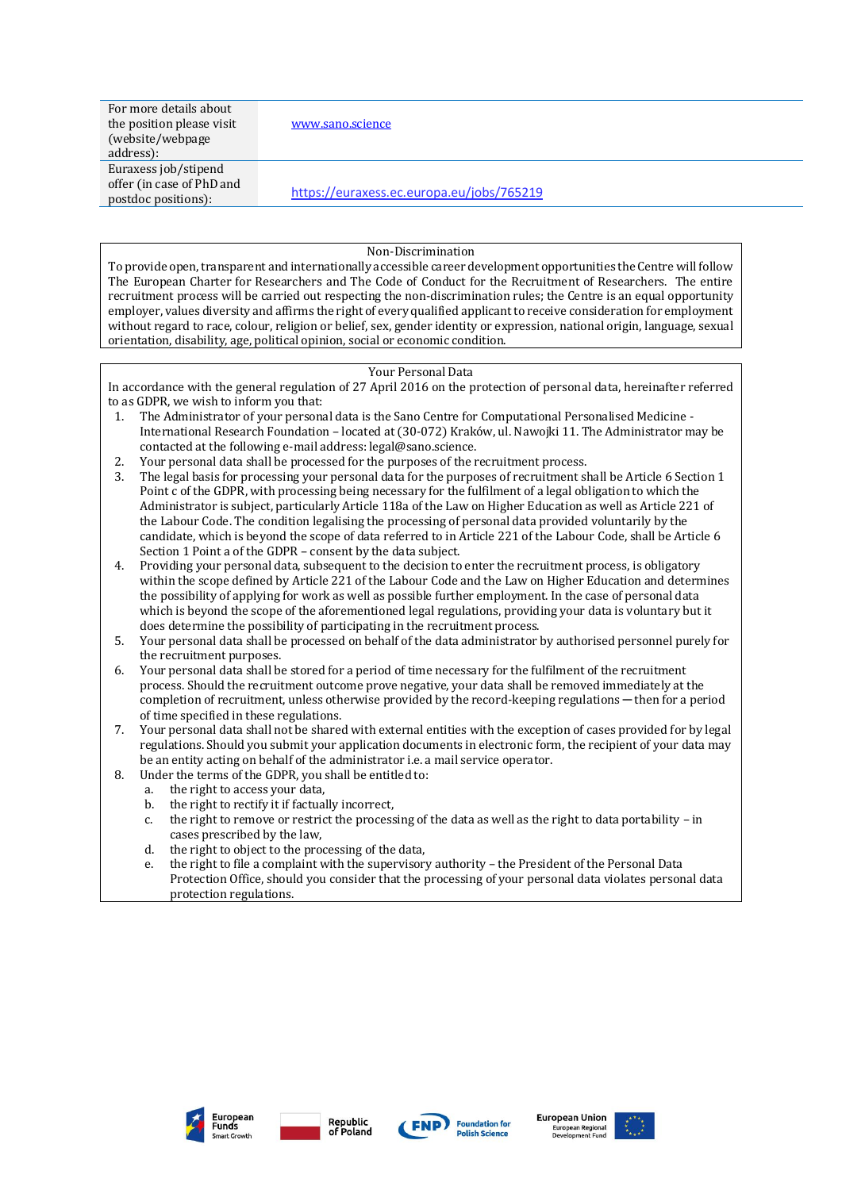| | |
|---|---|
| For more details about the position please visit (website/webpage address): | www.sano.science |
| Euraxess job/stipend offer (in case of PhD and postdoc positions): | https://euraxess.ec.europa.eu/jobs/765219 |

## Non-Discrimination

To provide open, transparent and internationally accessible career development opportunities the Centre will follow The European Charter for Researchers and The Code of Conduct for the Recruitment of Researchers. The entire recruitment process will be carried out respecting the non-discrimination rules; the Centre is an equal opportunity employer, values diversity and affirms the right of every qualified applicant to receive consideration for employment without regard to race, colour, religion or belief, sex, gender identity or expression, national origin, language, sexual orientation, disability, age, political opinion, social or economic condition.

## Your Personal Data

In accordance with the general regulation of 27 April 2016 on the protection of personal data, hereinafter referred to as GDPR, we wish to inform you that:

1. The Administrator of your personal data is the Sano Centre for Computational Personalised Medicine - International Research Foundation – located at (30-072) Kraków, ul. Nawojki 11. The Administrator may be contacted at the following e-mail address: legal@sano.science.
2. Your personal data shall be processed for the purposes of the recruitment process.
3. The legal basis for processing your personal data for the purposes of recruitment shall be Article 6 Section 1 Point c of the GDPR, with processing being necessary for the fulfilment of a legal obligation to which the Administrator is subject, particularly Article 118a of the Law on Higher Education as well as Article 221 of the Labour Code. The condition legalising the processing of personal data provided voluntarily by the candidate, which is beyond the scope of data referred to in Article 221 of the Labour Code, shall be Article 6 Section 1 Point a of the GDPR – consent by the data subject.
4. Providing your personal data, subsequent to the decision to enter the recruitment process, is obligatory within the scope defined by Article 221 of the Labour Code and the Law on Higher Education and determines the possibility of applying for work as well as possible further employment. In the case of personal data which is beyond the scope of the aforementioned legal regulations, providing your data is voluntary but it does determine the possibility of participating in the recruitment process.
5. Your personal data shall be processed on behalf of the data administrator by authorised personnel purely for the recruitment purposes.
6. Your personal data shall be stored for a period of time necessary for the fulfilment of the recruitment process. Should the recruitment outcome prove negative, your data shall be removed immediately at the completion of recruitment, unless otherwise provided by the record-keeping regulations — then for a period of time specified in these regulations.
7. Your personal data shall not be shared with external entities with the exception of cases provided for by legal regulations. Should you submit your application documents in electronic form, the recipient of your data may be an entity acting on behalf of the administrator i.e. a mail service operator.
8. Under the terms of the GDPR, you shall be entitled to:
   a. the right to access your data,
   b. the right to rectify it if factually incorrect,
   c. the right to remove or restrict the processing of the data as well as the right to data portability – in cases prescribed by the law,
   d. the right to object to the processing of the data,
   e. the right to file a complaint with the supervisory authority – the President of the Personal Data Protection Office, should you consider that the processing of your personal data violates personal data protection regulations.

European Funds Smart Growth | Republic of Poland | FNP Foundation for Polish Science | European Union European Regional Development Fund